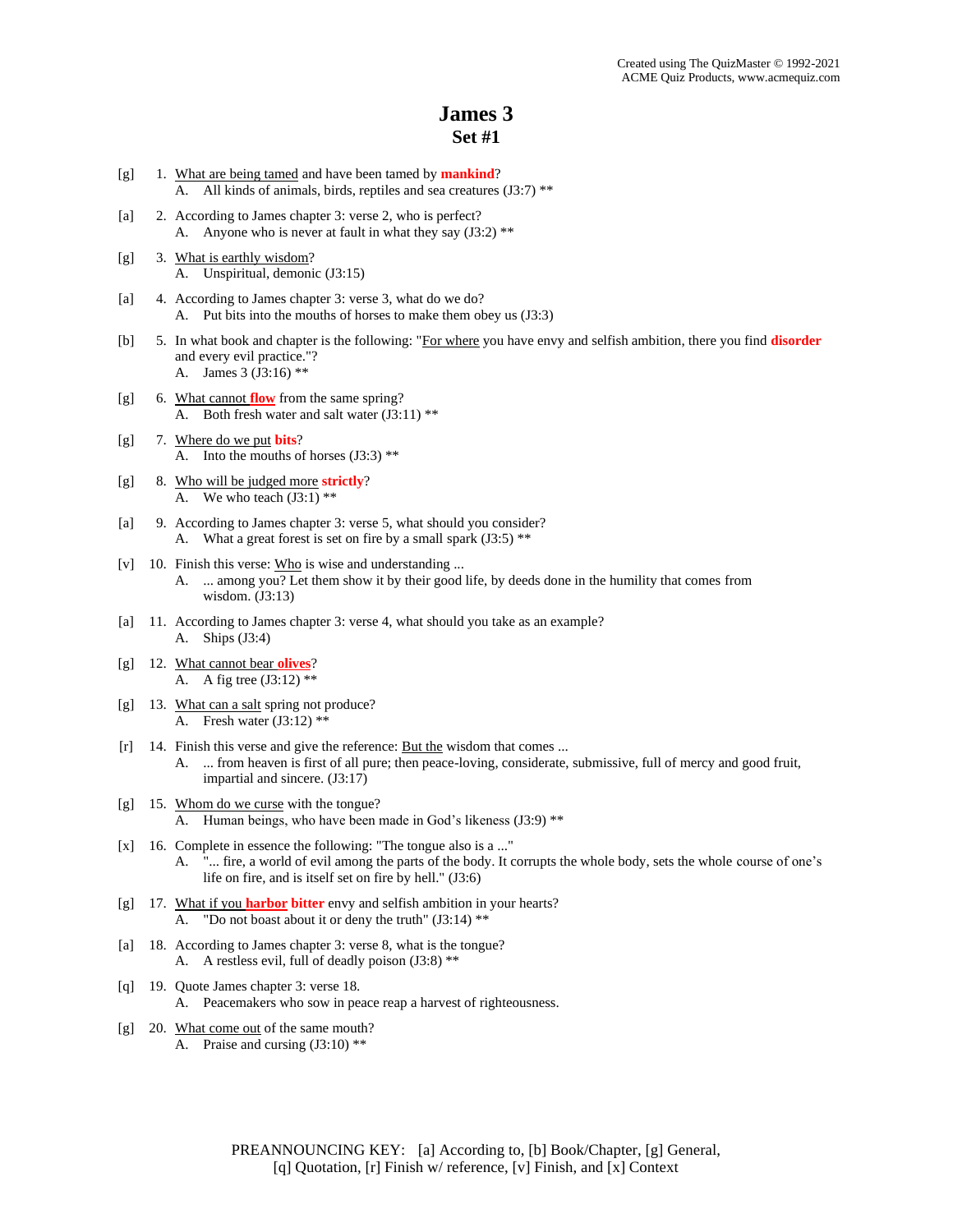Created using The QuizMaster © 1992-2021
ACME Quiz Products, www.acmequiz.com

# James 3
## Set #1

[g] 1. What are being tamed and have been tamed by **mankind**?
   A. All kinds of animals, birds, reptiles and sea creatures (J3:7) **

[a] 2. According to James chapter 3: verse 2, who is perfect?
   A. Anyone who is never at fault in what they say (J3:2) **

[g] 3. What is earthly wisdom?
   A. Unspiritual, demonic (J3:15)

[a] 4. According to James chapter 3: verse 3, what do we do?
   A. Put bits into the mouths of horses to make them obey us (J3:3)

[b] 5. In what book and chapter is the following: "For where you have envy and selfish ambition, there you find **disorder** and every evil practice."?
   A. James 3 (J3:16) **

[g] 6. What cannot **flow** from the same spring?
   A. Both fresh water and salt water (J3:11) **

[g] 7. Where do we put **bits**?
   A. Into the mouths of horses (J3:3) **

[g] 8. Who will be judged more **strictly**?
   A. We who teach (J3:1) **

[a] 9. According to James chapter 3: verse 5, what should you consider?
   A. What a great forest is set on fire by a small spark (J3:5) **

[v] 10. Finish this verse: Who is wise and understanding ...
   A. ... among you? Let them show it by their good life, by deeds done in the humility that comes from wisdom. (J3:13)

[a] 11. According to James chapter 3: verse 4, what should you take as an example?
   A. Ships (J3:4)

[g] 12. What cannot bear **olives**?
   A. A fig tree (J3:12) **

[g] 13. What can a salt spring not produce?
   A. Fresh water (J3:12) **

[r] 14. Finish this verse and give the reference: But the wisdom that comes ...
   A. ... from heaven is first of all pure; then peace-loving, considerate, submissive, full of mercy and good fruit, impartial and sincere. (J3:17)

[g] 15. Whom do we curse with the tongue?
   A. Human beings, who have been made in God's likeness (J3:9) **

[x] 16. Complete in essence the following: "The tongue also is a ..."
   A. "... fire, a world of evil among the parts of the body. It corrupts the whole body, sets the whole course of one's life on fire, and is itself set on fire by hell." (J3:6)

[g] 17. What if you **harbor bitter** envy and selfish ambition in your hearts?
   A. "Do not boast about it or deny the truth" (J3:14) **

[a] 18. According to James chapter 3: verse 8, what is the tongue?
   A. A restless evil, full of deadly poison (J3:8) **

[q] 19. Quote James chapter 3: verse 18.
   A. Peacemakers who sow in peace reap a harvest of righteousness.

[g] 20. What come out of the same mouth?
   A. Praise and cursing (J3:10) **

PREANNOUNCING KEY: [a] According to, [b] Book/Chapter, [g] General, [q] Quotation, [r] Finish w/ reference, [v] Finish, and [x] Context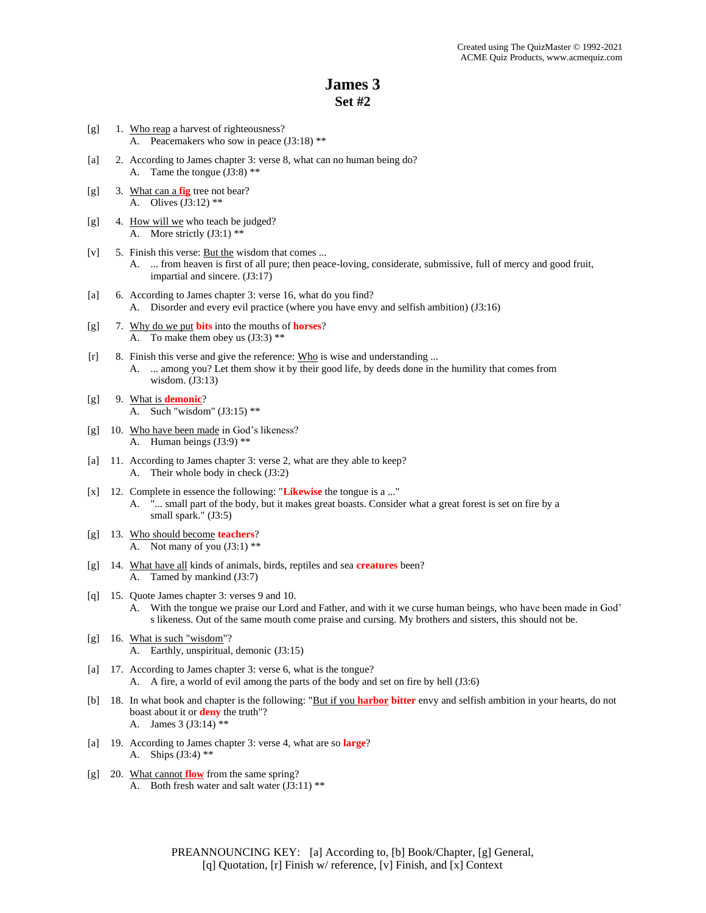Created using The QuizMaster © 1992-2021
ACME Quiz Products, www.acmequiz.com

# James 3
## Set #2

[g] 1. Who reap a harvest of righteousness?
   A. Peacemakers who sow in peace (J3:18) **

[a] 2. According to James chapter 3: verse 8, what can no human being do?
   A. Tame the tongue (J3:8) **

[g] 3. What can a **fig** tree not bear?
   A. Olives (J3:12) **

[g] 4. How will we who teach be judged?
   A. More strictly (J3:1) **

[v] 5. Finish this verse: But the wisdom that comes ...
   A. ... from heaven is first of all pure; then peace-loving, considerate, submissive, full of mercy and good fruit, impartial and sincere. (J3:17)

[a] 6. According to James chapter 3: verse 16, what do you find?
   A. Disorder and every evil practice (where you have envy and selfish ambition) (J3:16)

[g] 7. Why do we put **bits** into the mouths of **horses**?
   A. To make them obey us (J3:3) **

[r] 8. Finish this verse and give the reference: Who is wise and understanding ...
   A. ... among you? Let them show it by their good life, by deeds done in the humility that comes from wisdom. (J3:13)

[g] 9. What is **demonic**?
   A. Such "wisdom" (J3:15) **

[g] 10. Who have been made in God's likeness?
   A. Human beings (J3:9) **

[a] 11. According to James chapter 3: verse 2, what are they able to keep?
   A. Their whole body in check (J3:2)

[x] 12. Complete in essence the following: "**Likewise** the tongue is a ..."
   A. "... small part of the body, but it makes great boasts. Consider what a great forest is set on fire by a small spark." (J3:5)

[g] 13. Who should become **teachers**?
   A. Not many of you (J3:1) **

[g] 14. What have all kinds of animals, birds, reptiles and sea **creatures** been?
   A. Tamed by mankind (J3:7)

[q] 15. Quote James chapter 3: verses 9 and 10.
   A. With the tongue we praise our Lord and Father, and with it we curse human beings, who have been made in God's likeness. Out of the same mouth come praise and cursing. My brothers and sisters, this should not be.

[g] 16. What is such "wisdom"?
   A. Earthly, unspiritual, demonic (J3:15)

[a] 17. According to James chapter 3: verse 6, what is the tongue?
   A. A fire, a world of evil among the parts of the body and set on fire by hell (J3:6)

[b] 18. In what book and chapter is the following: "But if you **harbor bitter** envy and selfish ambition in your hearts, do not boast about it or **deny** the truth"?
   A. James 3 (J3:14) **

[a] 19. According to James chapter 3: verse 4, what are so **large**?
   A. Ships (J3:4) **

[g] 20. What cannot **flow** from the same spring?
   A. Both fresh water and salt water (J3:11) **

PREANNOUNCING KEY: [a] According to, [b] Book/Chapter, [g] General, [q] Quotation, [r] Finish w/ reference, [v] Finish, and [x] Context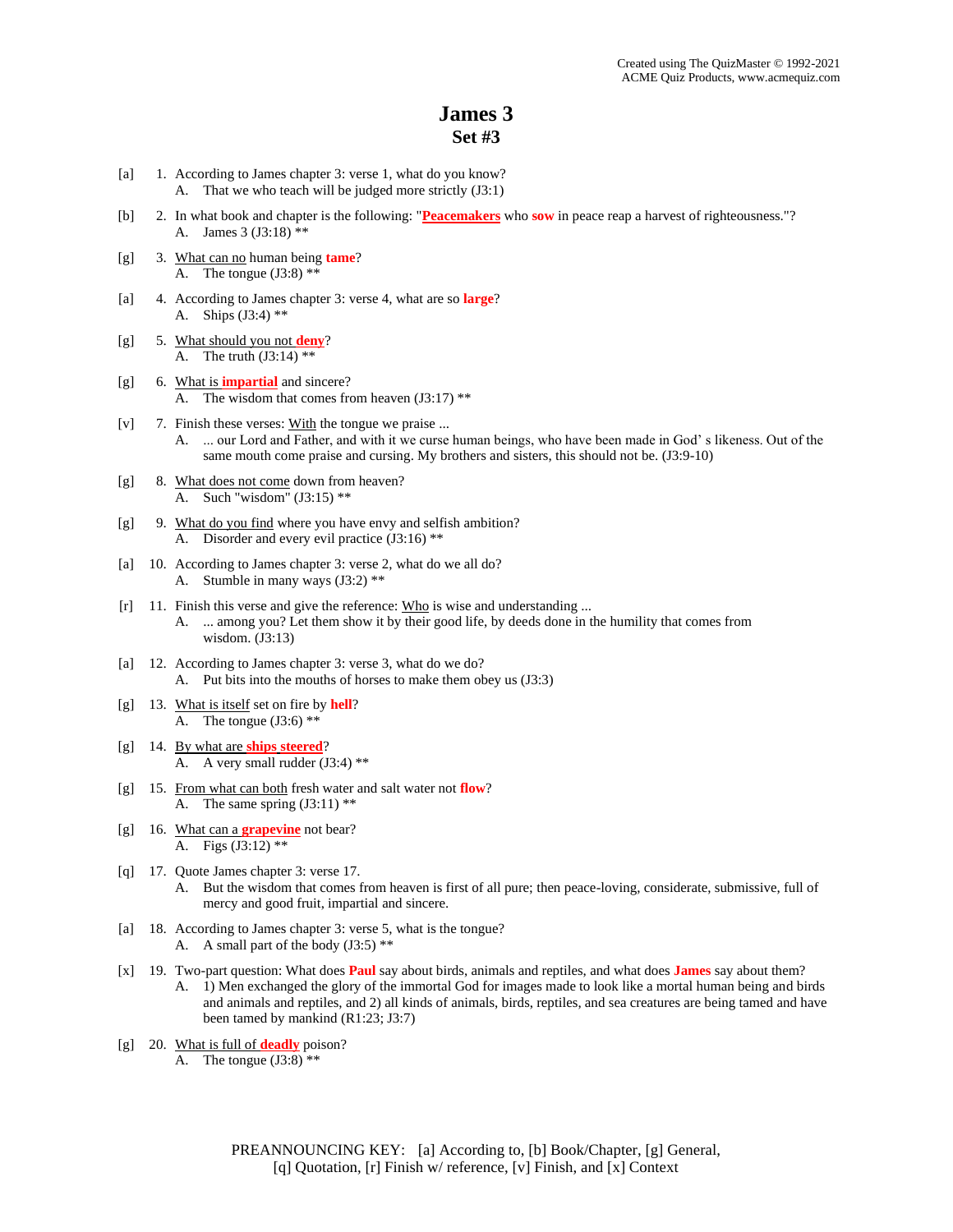Created using The QuizMaster © 1992-2021
ACME Quiz Products, www.acmequiz.com

# James 3
## Set #3

[a] 1. According to James chapter 3: verse 1, what do you know?
  A. That we who teach will be judged more strictly (J3:1)

[b] 2. In what book and chapter is the following: "**Peacemakers** who **sow** in peace reap a harvest of righteousness."?
  A. James 3 (J3:18) **

[g] 3. What can no human being **tame**?
  A. The tongue (J3:8) **

[a] 4. According to James chapter 3: verse 4, what are so **large**?
  A. Ships (J3:4) **

[g] 5. What should you not **deny**?
  A. The truth (J3:14) **

[g] 6. What is **impartial** and sincere?
  A. The wisdom that comes from heaven (J3:17) **

[v] 7. Finish these verses: With the tongue we praise ...
  A. ... our Lord and Father, and with it we curse human beings, who have been made in God' s likeness. Out of the same mouth come praise and cursing. My brothers and sisters, this should not be. (J3:9-10)

[g] 8. What does not come down from heaven?
  A. Such "wisdom" (J3:15) **

[g] 9. What do you find where you have envy and selfish ambition?
  A. Disorder and every evil practice (J3:16) **

[a] 10. According to James chapter 3: verse 2, what do we all do?
  A. Stumble in many ways (J3:2) **

[r] 11. Finish this verse and give the reference: Who is wise and understanding ...
  A. ... among you? Let them show it by their good life, by deeds done in the humility that comes from wisdom. (J3:13)

[a] 12. According to James chapter 3: verse 3, what do we do?
  A. Put bits into the mouths of horses to make them obey us (J3:3)

[g] 13. What is itself set on fire by **hell**?
  A. The tongue (J3:6) **

[g] 14. By what are **ships steered**?
  A. A very small rudder (J3:4) **

[g] 15. From what can both fresh water and salt water not **flow**?
  A. The same spring (J3:11) **

[g] 16. What can a **grapevine** not bear?
  A. Figs (J3:12) **

[q] 17. Quote James chapter 3: verse 17.
  A. But the wisdom that comes from heaven is first of all pure; then peace-loving, considerate, submissive, full of mercy and good fruit, impartial and sincere.

[a] 18. According to James chapter 3: verse 5, what is the tongue?
  A. A small part of the body (J3:5) **

[x] 19. Two-part question: What does **Paul** say about birds, animals and reptiles, and what does **James** say about them?
  A. 1) Men exchanged the glory of the immortal God for images made to look like a mortal human being and birds and animals and reptiles, and 2) all kinds of animals, birds, reptiles, and sea creatures are being tamed and have been tamed by mankind (R1:23; J3:7)

[g] 20. What is full of **deadly** poison?
  A. The tongue (J3:8) **

PREANNOUNCING KEY: [a] According to, [b] Book/Chapter, [g] General, [q] Quotation, [r] Finish w/ reference, [v] Finish, and [x] Context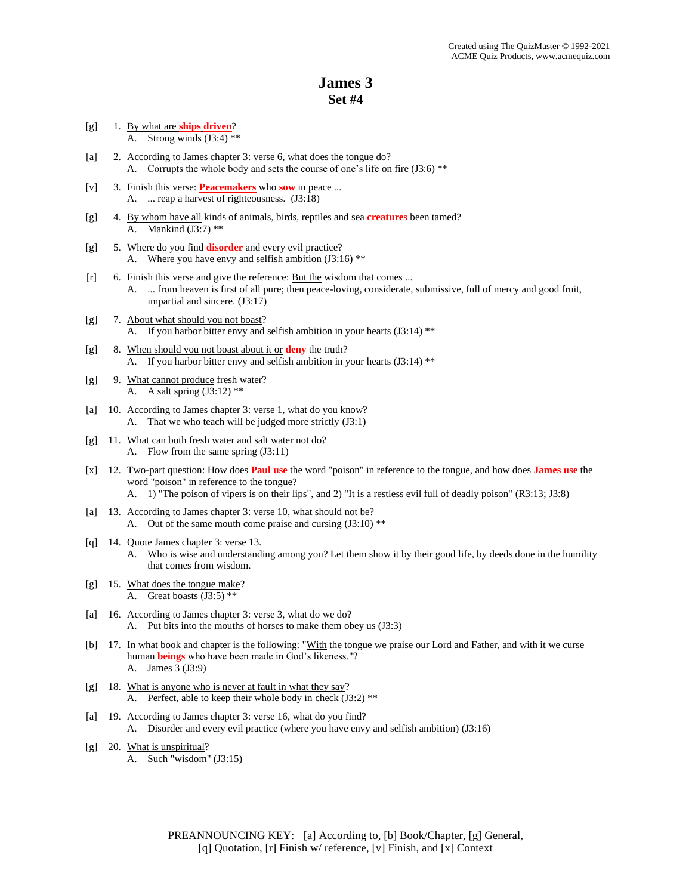Created using The QuizMaster © 1992-2021
ACME Quiz Products, www.acmequiz.com

# James 3
## Set #4

[g] 1. By what are **ships driven**?
A. Strong winds (J3:4) **

[a] 2. According to James chapter 3: verse 6, what does the tongue do?
A. Corrupts the whole body and sets the course of one's life on fire (J3:6) **

[v] 3. Finish this verse: **Peacemakers** who **sow** in peace ...
A. ... reap a harvest of righteousness. (J3:18)

[g] 4. By whom have all kinds of animals, birds, reptiles and sea **creatures** been tamed?
A. Mankind (J3:7) **

[g] 5. Where do you find **disorder** and every evil practice?
A. Where you have envy and selfish ambition (J3:16) **

[r] 6. Finish this verse and give the reference: But the wisdom that comes ...
A. ... from heaven is first of all pure; then peace-loving, considerate, submissive, full of mercy and good fruit, impartial and sincere. (J3:17)

[g] 7. About what should you not boast?
A. If you harbor bitter envy and selfish ambition in your hearts (J3:14) **

[g] 8. When should you not boast about it or **deny** the truth?
A. If you harbor bitter envy and selfish ambition in your hearts (J3:14) **

[g] 9. What cannot produce fresh water?
A. A salt spring (J3:12) **

[a] 10. According to James chapter 3: verse 1, what do you know?
A. That we who teach will be judged more strictly (J3:1)

[g] 11. What can both fresh water and salt water not do?
A. Flow from the same spring (J3:11)

[x] 12. Two-part question: How does **Paul use** the word "poison" in reference to the tongue, and how does **James use** the word "poison" in reference to the tongue?
A. 1) "The poison of vipers is on their lips", and 2) "It is a restless evil full of deadly poison" (R3:13; J3:8)

[a] 13. According to James chapter 3: verse 10, what should not be?
A. Out of the same mouth come praise and cursing (J3:10) **

[q] 14. Quote James chapter 3: verse 13.
A. Who is wise and understanding among you? Let them show it by their good life, by deeds done in the humility that comes from wisdom.

[g] 15. What does the tongue make?
A. Great boasts (J3:5) **

[a] 16. According to James chapter 3: verse 3, what do we do?
A. Put bits into the mouths of horses to make them obey us (J3:3)

[b] 17. In what book and chapter is the following: "With the tongue we praise our Lord and Father, and with it we curse human **beings** who have been made in God's likeness."?
A. James 3 (J3:9)

[g] 18. What is anyone who is never at fault in what they say?
A. Perfect, able to keep their whole body in check (J3:2) **

[a] 19. According to James chapter 3: verse 16, what do you find?
A. Disorder and every evil practice (where you have envy and selfish ambition) (J3:16)

[g] 20. What is unspiritual?
A. Such "wisdom" (J3:15)

PREANNOUNCING KEY: [a] According to, [b] Book/Chapter, [g] General, [q] Quotation, [r] Finish w/ reference, [v] Finish, and [x] Context